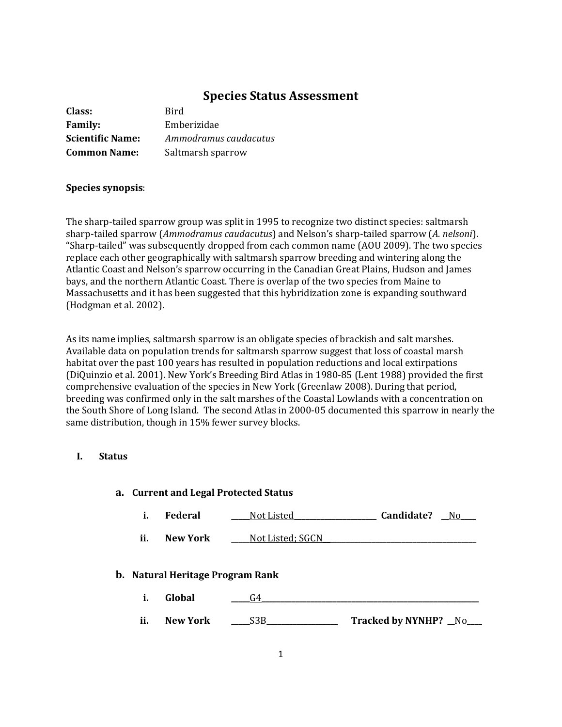# Species Status Assessment

**Class:** Bird
**Family:** Emberizidae
**Scientific Name:** *Ammodramus caudacutus*
**Common Name:** Saltmarsh sparrow

**Species synopsis**:

The sharp-tailed sparrow group was split in 1995 to recognize two distinct species: saltmarsh sharp-tailed sparrow (*Ammodramus caudacutus*) and Nelson's sharp-tailed sparrow (*A. nelsoni*). "Sharp-tailed" was subsequently dropped from each common name (AOU 2009). The two species replace each other geographically with saltmarsh sparrow breeding and wintering along the Atlantic Coast and Nelson's sparrow occurring in the Canadian Great Plains, Hudson and James bays, and the northern Atlantic Coast. There is overlap of the two species from Maine to Massachusetts and it has been suggested that this hybridization zone is expanding southward (Hodgman et al. 2002).

As its name implies, saltmarsh sparrow is an obligate species of brackish and salt marshes. Available data on population trends for saltmarsh sparrow suggest that loss of coastal marsh habitat over the past 100 years has resulted in population reductions and local extirpations (DiQuinzio et al. 2001). New York's Breeding Bird Atlas in 1980-85 (Lent 1988) provided the first comprehensive evaluation of the species in New York (Greenlaw 2008). During that period, breeding was confirmed only in the salt marshes of the Coastal Lowlands with a concentration on the South Shore of Long Island. The second Atlas in 2000-05 documented this sparrow in nearly the same distribution, though in 15% fewer survey blocks.

## I. Status

### a. Current and Legal Protected Status

i. **Federal** \_\_\_\_\_Not Listed\_\_\_\_\_\_\_\_\_\_\_\_\_\_\_\_\_\_\_\_\_\_ **Candidate?** \_\_No\_\_\_\_

ii. **New York** \_\_\_\_\_Not Listed; SGCN\_\_\_\_\_\_\_\_\_\_\_\_\_\_\_\_\_\_\_\_\_\_\_\_\_\_\_\_\_\_\_\_\_\_\_\_\_\_\_\_

### b. Natural Heritage Program Rank

i. **Global** \_\_\_\_\_G4\_\_\_\_\_\_\_\_\_\_\_\_\_\_\_\_\_\_\_\_\_\_\_\_\_\_\_\_\_\_\_\_\_\_\_\_\_\_\_\_\_\_\_\_\_\_\_\_\_\_\_\_\_\_\_\_

ii. **New York** \_\_\_\_\_S3B\_\_\_\_\_\_\_\_\_\_\_\_\_\_\_\_\_\_\_ **Tracked by NYNHP?** \_\_No\_\_\_\_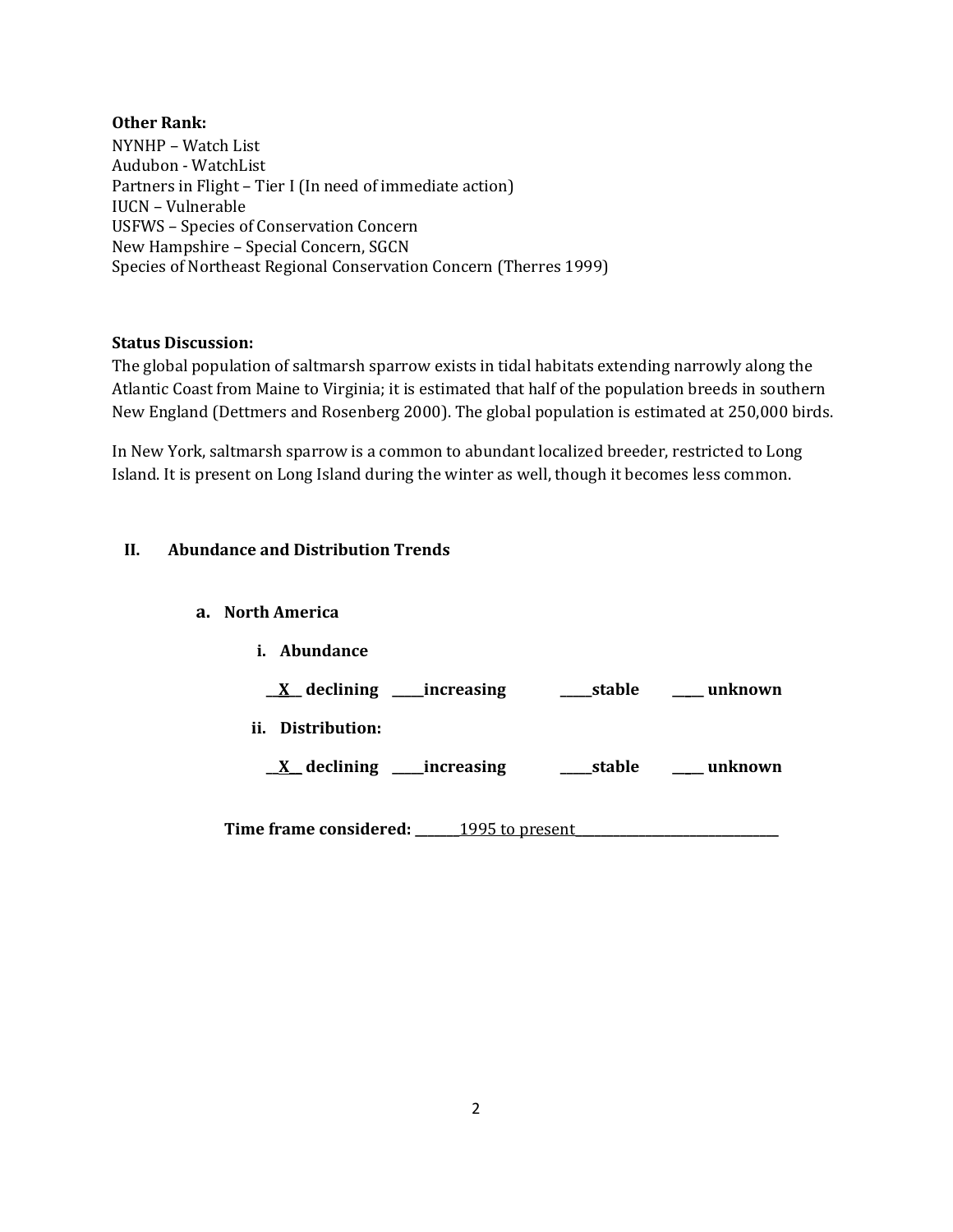**Other Rank:**
NYNHP – Watch List
Audubon - WatchList
Partners in Flight – Tier I (In need of immediate action)
IUCN – Vulnerable
USFWS – Species of Conservation Concern
New Hampshire – Special Concern, SGCN
Species of Northeast Regional Conservation Concern (Therres 1999)

**Status Discussion:**
The global population of saltmarsh sparrow exists in tidal habitats extending narrowly along the Atlantic Coast from Maine to Virginia; it is estimated that half of the population breeds in southern New England (Dettmers and Rosenberg 2000). The global population is estimated at 250,000 birds.

In New York, saltmarsh sparrow is a common to abundant localized breeder, restricted to Long Island. It is present on Long Island during the winter as well, though it becomes less common.

## II. Abundance and Distribution Trends

### a. North America

**i. Abundance**

**__X__ declining _____increasing _____stable ____ unknown**

**ii. Distribution:**

**__X__ declining _____increasing _____stable ____ unknown**

**Time frame considered:** _______1995 to present_______________________________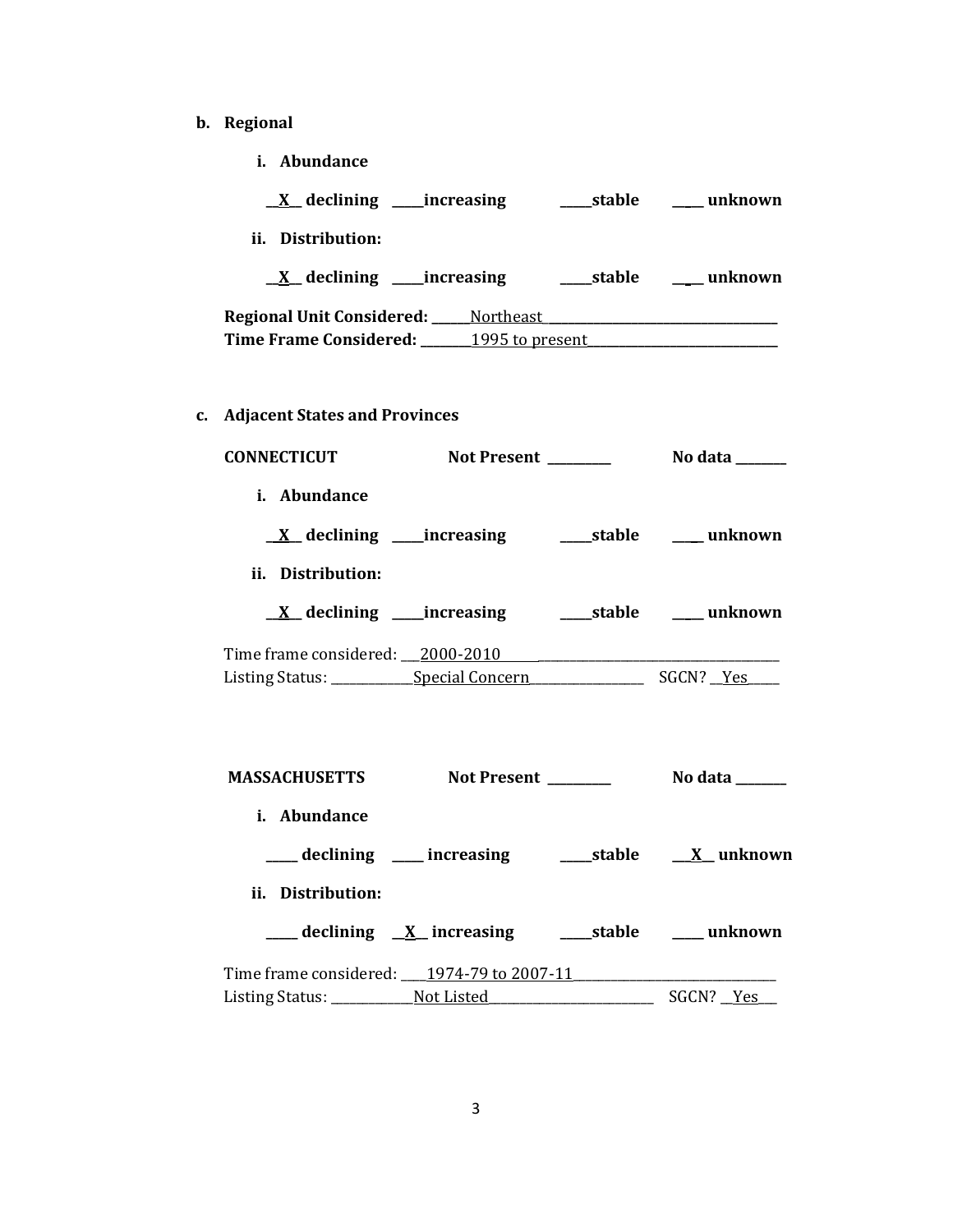**b. Regional**

**i. Abundance**

**__X__ declining ____increasing ____stable ____ unknown**

**ii. Distribution:**

**__X__ declining ____increasing ____stable ____ unknown**

**Regional Unit Considered:** ______Northeast___________________________________
**Time Frame Considered:** ________1995 to present_____________________________

**c. Adjacent States and Provinces**

**CONNECTICUT** **Not Present ________** **No data _______**

**i. Abundance**

**__X__ declining ____increasing ____stable ____ unknown**

**ii. Distribution:**

**__X__ declining ____increasing ____stable ____ unknown**

Time frame considered: ___2000-2010______________________________________
Listing Status: ____________Special Concern_________________ SGCN? __Yes_____

**MASSACHUSETTS** **Not Present ________** **No data _______**

**i. Abundance**

**____ declining ____ increasing ____stable __X__ unknown**

**ii. Distribution:**

**____ declining __X__ increasing ____stable ____ unknown**

Time frame considered: ____1974-79 to 2007-11_____________________________
Listing Status: ____________Not Listed_________________________ SGCN? __Yes___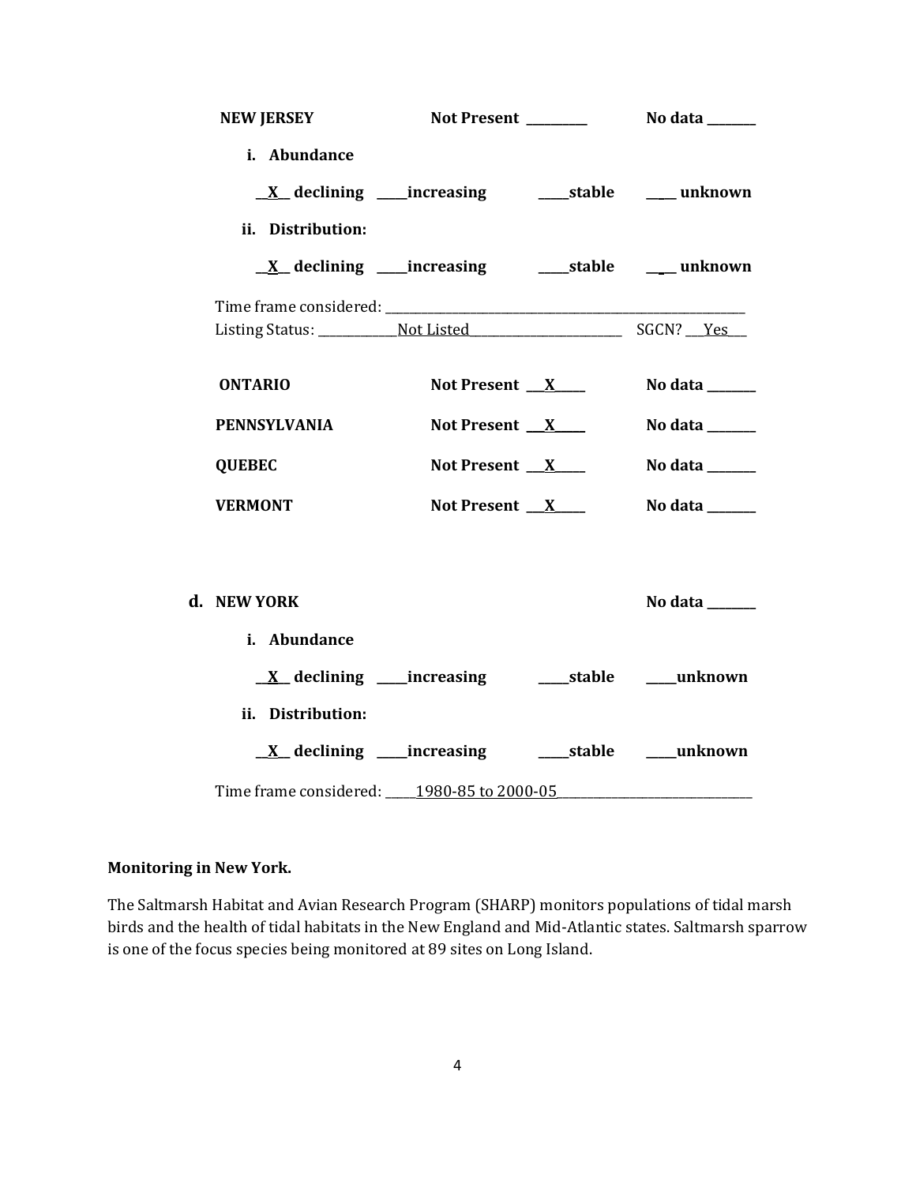**NEW JERSEY** Not Present _________ No data _______

**i. Abundance**

__X__ declining ____increasing ____stable ____ unknown

**ii. Distribution:**

__X__ declining ____increasing ____stable ____ unknown

Time frame considered: ___________________________________________

Listing Status: ____________Not Listed______________________ SGCN? ___Yes___

**ONTARIO** Not Present ___X_____ No data _______

**PENNSYLVANIA** Not Present ___X_____ No data _______

**QUEBEC** Not Present ___X_____ No data _______

**VERMONT** Not Present ___X_____ No data _______

**d. NEW YORK** No data _______

**i. Abundance**

__X__ declining ____increasing ____stable ____unknown

**ii. Distribution:**

__X__ declining ____increasing ____stable ____unknown

Time frame considered: _____1980-85 to 2000-05_____________________________

**Monitoring in New York.**

The Saltmarsh Habitat and Avian Research Program (SHARP) monitors populations of tidal marsh birds and the health of tidal habitats in the New England and Mid-Atlantic states. Saltmarsh sparrow is one of the focus species being monitored at 89 sites on Long Island.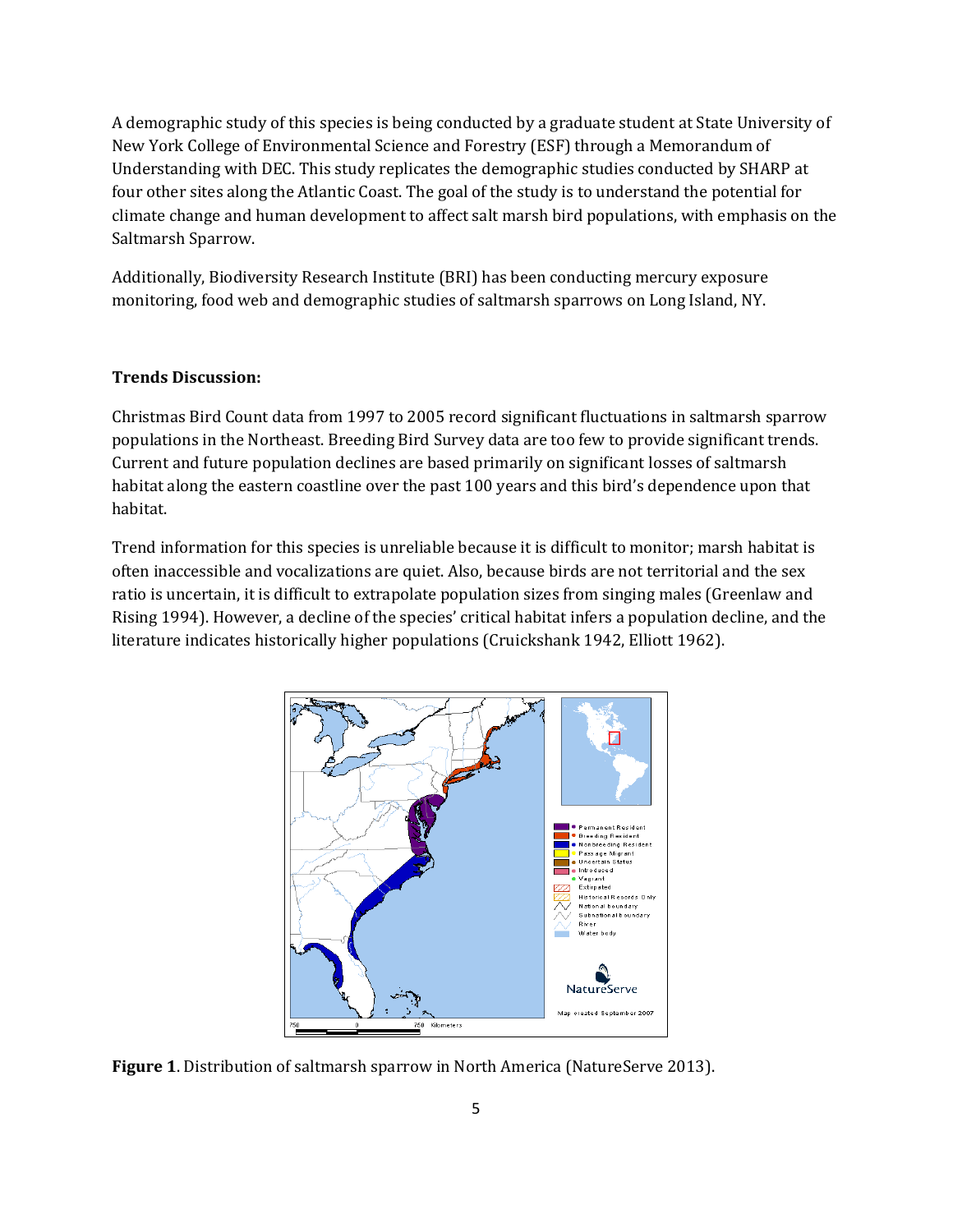A demographic study of this species is being conducted by a graduate student at State University of New York College of Environmental Science and Forestry (ESF) through a Memorandum of Understanding with DEC. This study replicates the demographic studies conducted by SHARP at four other sites along the Atlantic Coast. The goal of the study is to understand the potential for climate change and human development to affect salt marsh bird populations, with emphasis on the Saltmarsh Sparrow.

Additionally, Biodiversity Research Institute (BRI) has been conducting mercury exposure monitoring, food web and demographic studies of saltmarsh sparrows on Long Island, NY.

**Trends Discussion:**

Christmas Bird Count data from 1997 to 2005 record significant fluctuations in saltmarsh sparrow populations in the Northeast. Breeding Bird Survey data are too few to provide significant trends. Current and future population declines are based primarily on significant losses of saltmarsh habitat along the eastern coastline over the past 100 years and this bird's dependence upon that habitat.

Trend information for this species is unreliable because it is difficult to monitor; marsh habitat is often inaccessible and vocalizations are quiet. Also, because birds are not territorial and the sex ratio is uncertain, it is difficult to extrapolate population sizes from singing males (Greenlaw and Rising 1994). However, a decline of the species' critical habitat infers a population decline, and the literature indicates historically higher populations (Cruickshank 1942, Elliott 1962).

**Figure 1**. Distribution of saltmarsh sparrow in North America (NatureServe 2013).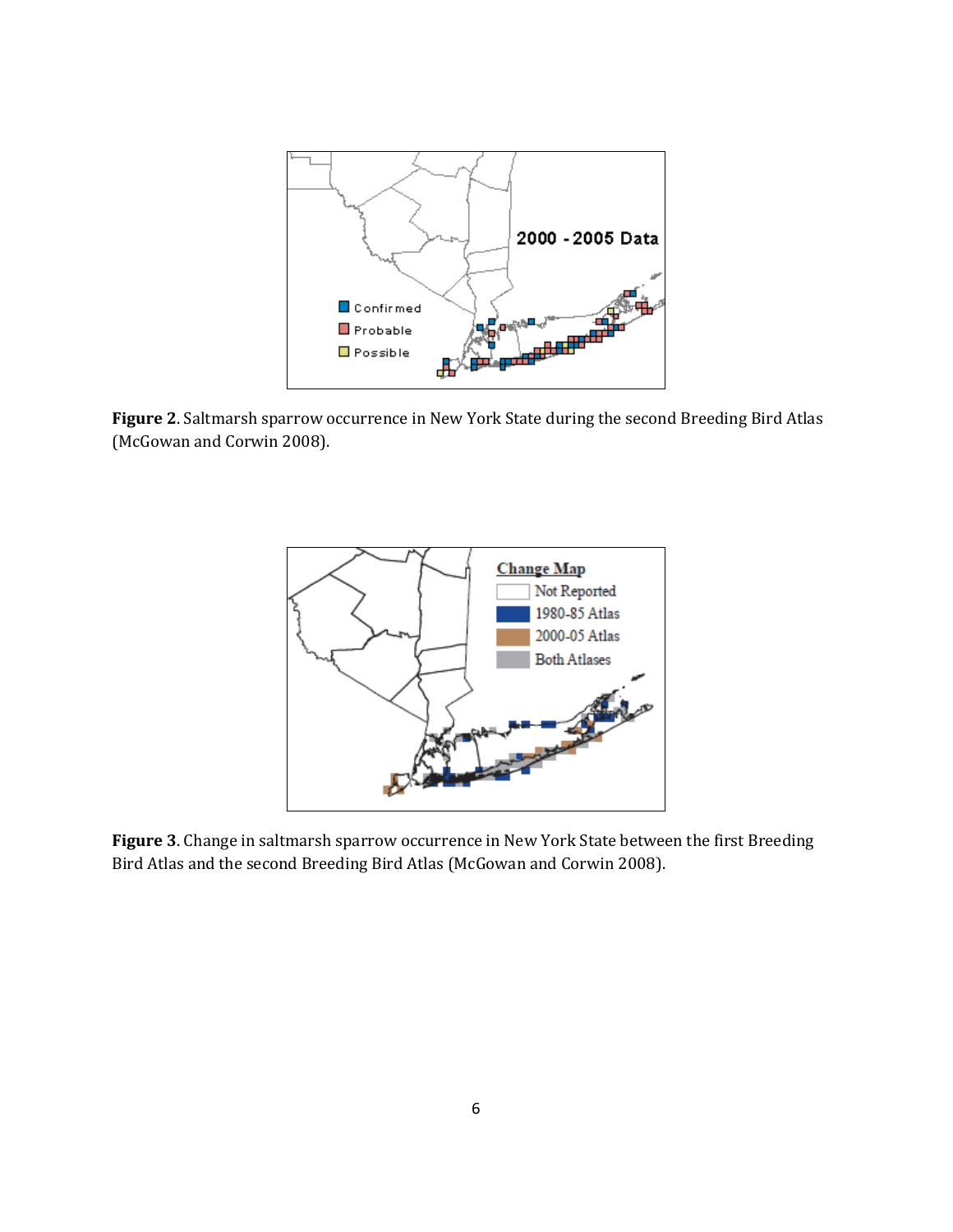**Figure 2**. Saltmarsh sparrow occurrence in New York State during the second Breeding Bird Atlas (McGowan and Corwin 2008).

**Figure 3**. Change in saltmarsh sparrow occurrence in New York State between the first Breeding Bird Atlas and the second Breeding Bird Atlas (McGowan and Corwin 2008).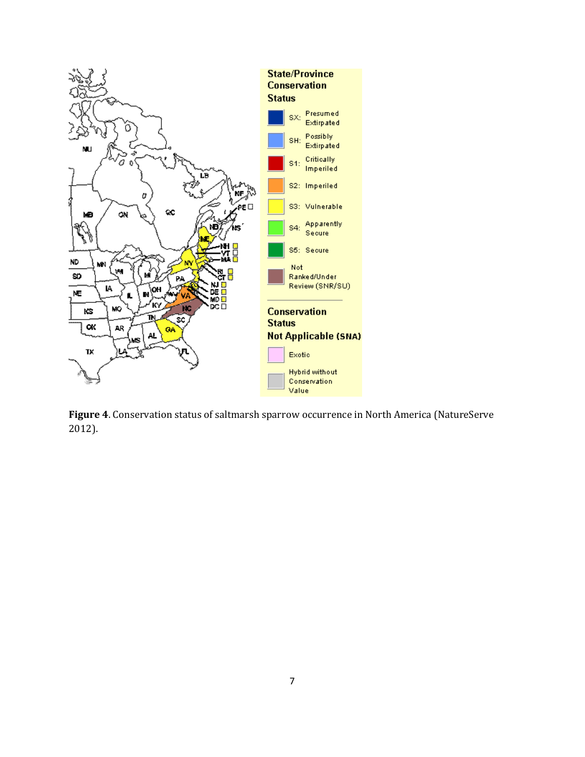**Figure 4**. Conservation status of saltmarsh sparrow occurrence in North America (NatureServe 2012).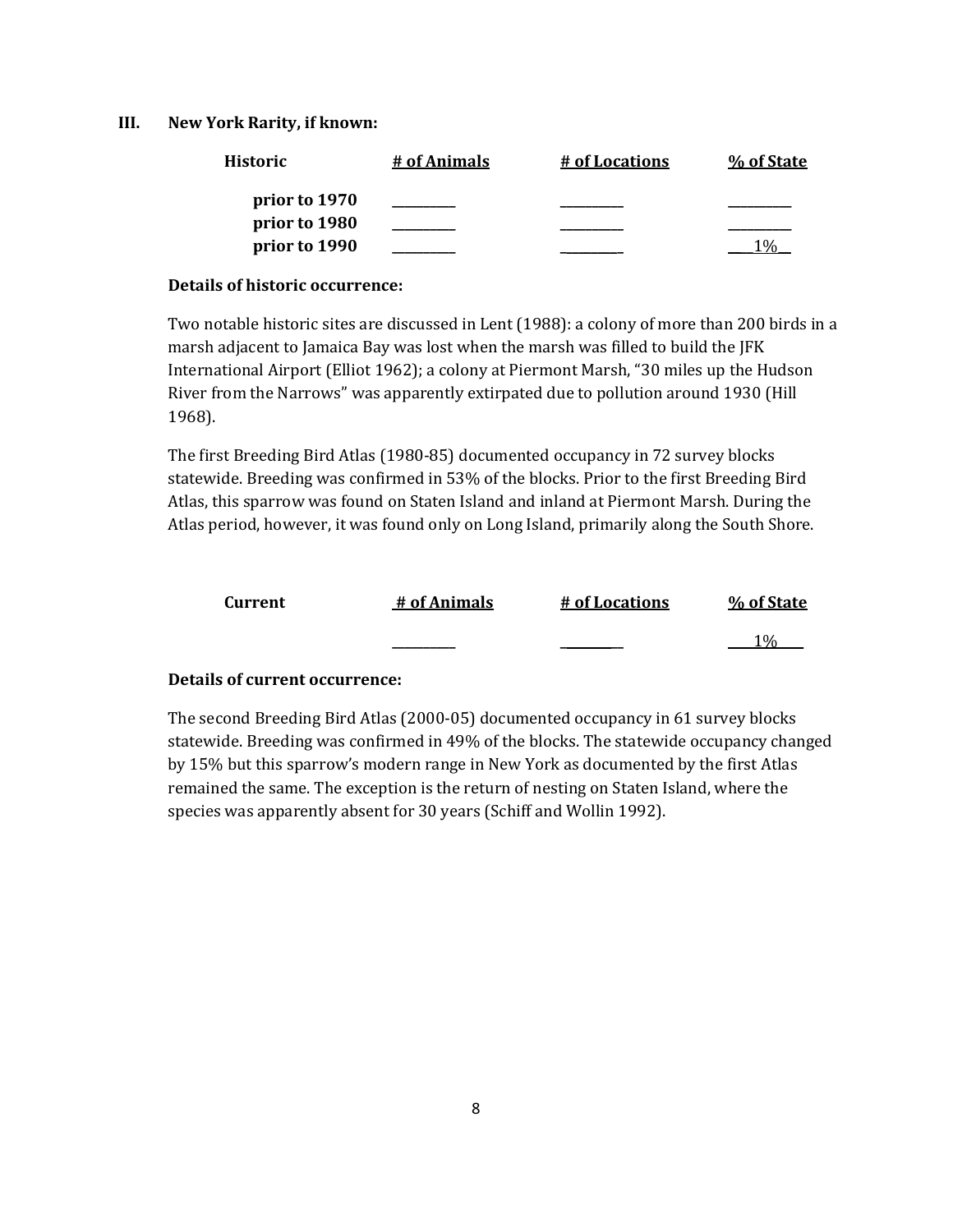### III. New York Rarity, if known:

| Historic | # of Animals | # of Locations | % of State |
|---|---|---|---|
| prior to 1970 | _________ | _________ | _________ |
| prior to 1980 | _________ | _________ | _________ |
| prior to 1990 | _________ | _________ | ___1%__ |

**Details of historic occurrence:**

Two notable historic sites are discussed in Lent (1988): a colony of more than 200 birds in a marsh adjacent to Jamaica Bay was lost when the marsh was filled to build the JFK International Airport (Elliot 1962); a colony at Piermont Marsh, "30 miles up the Hudson River from the Narrows" was apparently extirpated due to pollution around 1930 (Hill 1968).

The first Breeding Bird Atlas (1980-85) documented occupancy in 72 survey blocks statewide. Breeding was confirmed in 53% of the blocks. Prior to the first Breeding Bird Atlas, this sparrow was found on Staten Island and inland at Piermont Marsh. During the Atlas period, however, it was found only on Long Island, primarily along the South Shore.

| Current | # of Animals | # of Locations | % of State |
|---|---|---|---|
| | _________ | _________ | ___1%___ |

**Details of current occurrence:**

The second Breeding Bird Atlas (2000-05) documented occupancy in 61 survey blocks statewide. Breeding was confirmed in 49% of the blocks. The statewide occupancy changed by 15% but this sparrow's modern range in New York as documented by the first Atlas remained the same. The exception is the return of nesting on Staten Island, where the species was apparently absent for 30 years (Schiff and Wollin 1992).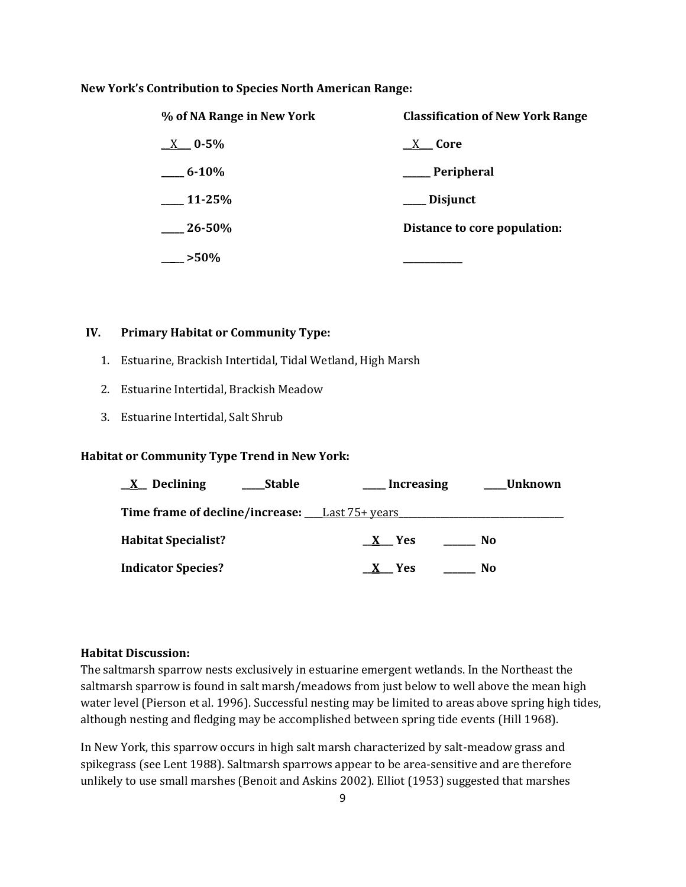**New York's Contribution to Species North American Range:**

| % of NA Range in New York | Classification of New York Range |
|---|---|
| __X___ **0-5%** | __X___ **Core** |
| _____ **6-10%** | ______ **Peripheral** |
| _____ **11-25%** | _____ **Disjunct** |
| _____ **26-50%** | **Distance to core population:** |
| ____ **>50%** | ____________ |

## IV. Primary Habitat or Community Type:

1. Estuarine, Brackish Intertidal, Tidal Wetland, High Marsh
2. Estuarine Intertidal, Brackish Meadow
3. Estuarine Intertidal, Salt Shrub

**Habitat or Community Type Trend in New York:**

__**X**__ **Declining** _____**Stable** _____ **Increasing** _____**Unknown**

**Time frame of decline/increase:** ____Last 75+ years____________________________________

**Habitat Specialist?** __**X**___ **Yes** _______ **No**

**Indicator Species?** __**X**___ **Yes** _______ **No**

**Habitat Discussion:**

The saltmarsh sparrow nests exclusively in estuarine emergent wetlands. In the Northeast the saltmarsh sparrow is found in salt marsh/meadows from just below to well above the mean high water level (Pierson et al. 1996). Successful nesting may be limited to areas above spring high tides, although nesting and fledging may be accomplished between spring tide events (Hill 1968).

In New York, this sparrow occurs in high salt marsh characterized by salt-meadow grass and spikegrass (see Lent 1988). Saltmarsh sparrows appear to be area-sensitive and are therefore unlikely to use small marshes (Benoit and Askins 2002). Elliot (1953) suggested that marshes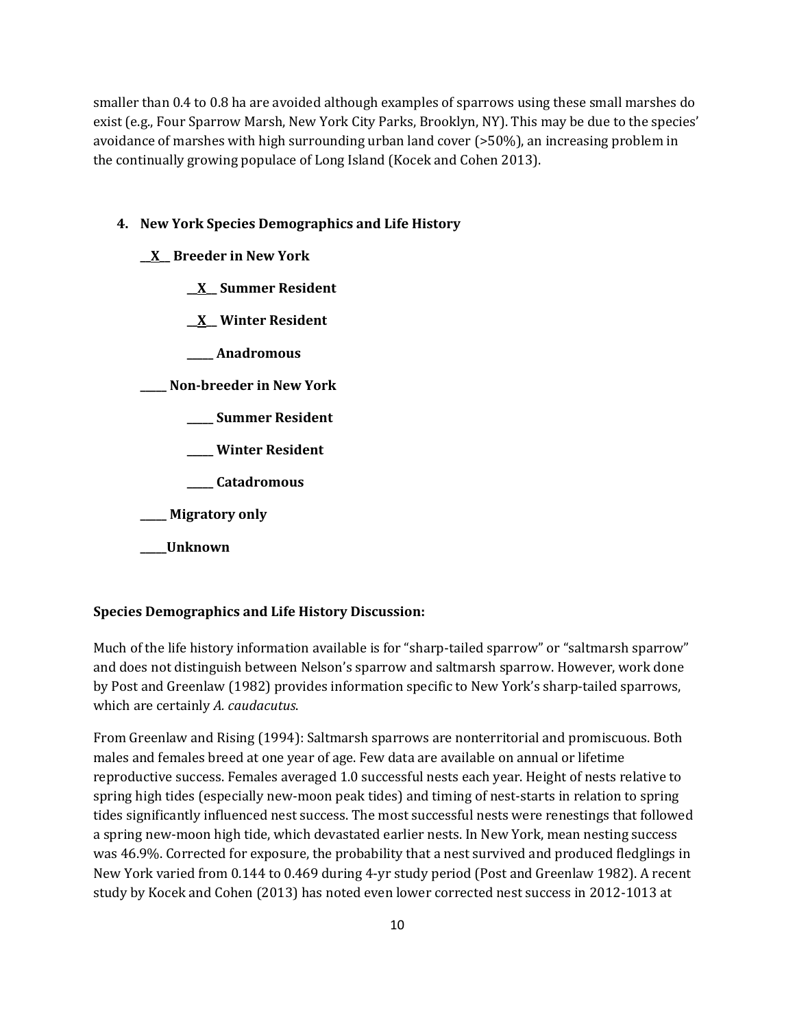smaller than 0.4 to 0.8 ha are avoided although examples of sparrows using these small marshes do exist (e.g., Four Sparrow Marsh, New York City Parks, Brooklyn, NY). This may be due to the species' avoidance of marshes with high surrounding urban land cover (>50%), an increasing problem in the continually growing populace of Long Island (Kocek and Cohen 2013).

**4. New York Species Demographics and Life History**

**\_\_X\_\_ Breeder in New York**

**\_\_X\_\_ Summer Resident**

**\_\_X\_\_ Winter Resident**

**\_\_\_\_\_ Anadromous**

**\_\_\_\_\_ Non-breeder in New York**

**\_\_\_\_\_ Summer Resident**

**\_\_\_\_\_ Winter Resident**

**\_\_\_\_\_ Catadromous**

**\_\_\_\_\_ Migratory only**

**\_\_\_\_\_Unknown**

**Species Demographics and Life History Discussion:**

Much of the life history information available is for "sharp-tailed sparrow" or "saltmarsh sparrow" and does not distinguish between Nelson's sparrow and saltmarsh sparrow. However, work done by Post and Greenlaw (1982) provides information specific to New York's sharp-tailed sparrows, which are certainly *A. caudacutus*.

From Greenlaw and Rising (1994): Saltmarsh sparrows are nonterritorial and promiscuous. Both males and females breed at one year of age. Few data are available on annual or lifetime reproductive success. Females averaged 1.0 successful nests each year. Height of nests relative to spring high tides (especially new-moon peak tides) and timing of nest-starts in relation to spring tides significantly influenced nest success. The most successful nests were renestings that followed a spring new-moon high tide, which devastated earlier nests. In New York, mean nesting success was 46.9%. Corrected for exposure, the probability that a nest survived and produced fledglings in New York varied from 0.144 to 0.469 during 4-yr study period (Post and Greenlaw 1982). A recent study by Kocek and Cohen (2013) has noted even lower corrected nest success in 2012-1013 at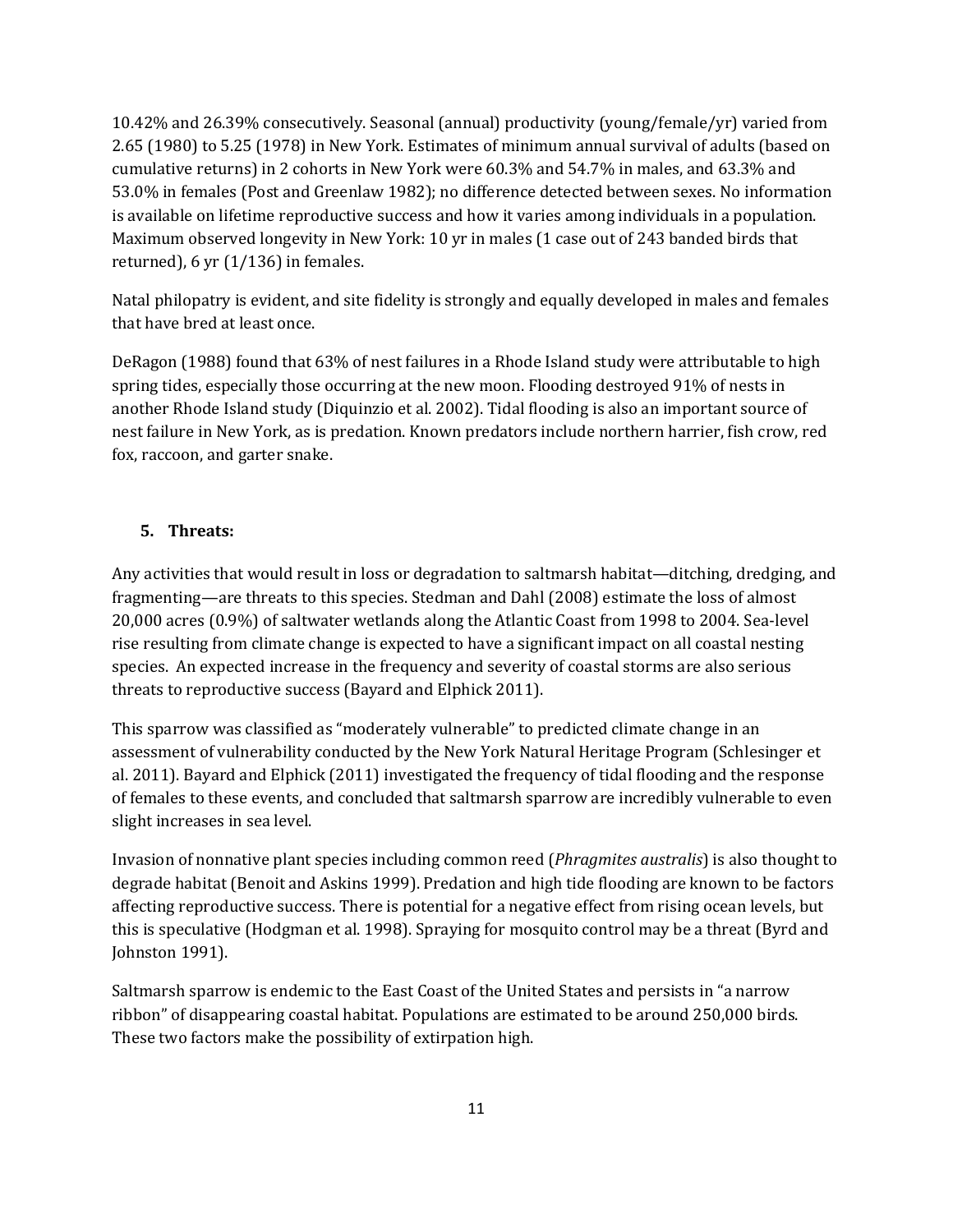10.42% and 26.39% consecutively. Seasonal (annual) productivity (young/female/yr) varied from 2.65 (1980) to 5.25 (1978) in New York. Estimates of minimum annual survival of adults (based on cumulative returns) in 2 cohorts in New York were 60.3% and 54.7% in males, and 63.3% and 53.0% in females (Post and Greenlaw 1982); no difference detected between sexes. No information is available on lifetime reproductive success and how it varies among individuals in a population. Maximum observed longevity in New York: 10 yr in males (1 case out of 243 banded birds that returned), 6 yr (1/136) in females.

Natal philopatry is evident, and site fidelity is strongly and equally developed in males and females that have bred at least once.

DeRagon (1988) found that 63% of nest failures in a Rhode Island study were attributable to high spring tides, especially those occurring at the new moon. Flooding destroyed 91% of nests in another Rhode Island study (Diquinzio et al. 2002). Tidal flooding is also an important source of nest failure in New York, as is predation. Known predators include northern harrier, fish crow, red fox, raccoon, and garter snake.

## 5. Threats:

Any activities that would result in loss or degradation to saltmarsh habitat—ditching, dredging, and fragmenting—are threats to this species. Stedman and Dahl (2008) estimate the loss of almost 20,000 acres (0.9%) of saltwater wetlands along the Atlantic Coast from 1998 to 2004. Sea-level rise resulting from climate change is expected to have a significant impact on all coastal nesting species. An expected increase in the frequency and severity of coastal storms are also serious threats to reproductive success (Bayard and Elphick 2011).

This sparrow was classified as "moderately vulnerable" to predicted climate change in an assessment of vulnerability conducted by the New York Natural Heritage Program (Schlesinger et al. 2011). Bayard and Elphick (2011) investigated the frequency of tidal flooding and the response of females to these events, and concluded that saltmarsh sparrow are incredibly vulnerable to even slight increases in sea level.

Invasion of nonnative plant species including common reed (*Phragmites australis*) is also thought to degrade habitat (Benoit and Askins 1999). Predation and high tide flooding are known to be factors affecting reproductive success. There is potential for a negative effect from rising ocean levels, but this is speculative (Hodgman et al. 1998). Spraying for mosquito control may be a threat (Byrd and Johnston 1991).

Saltmarsh sparrow is endemic to the East Coast of the United States and persists in "a narrow ribbon" of disappearing coastal habitat. Populations are estimated to be around 250,000 birds. These two factors make the possibility of extirpation high.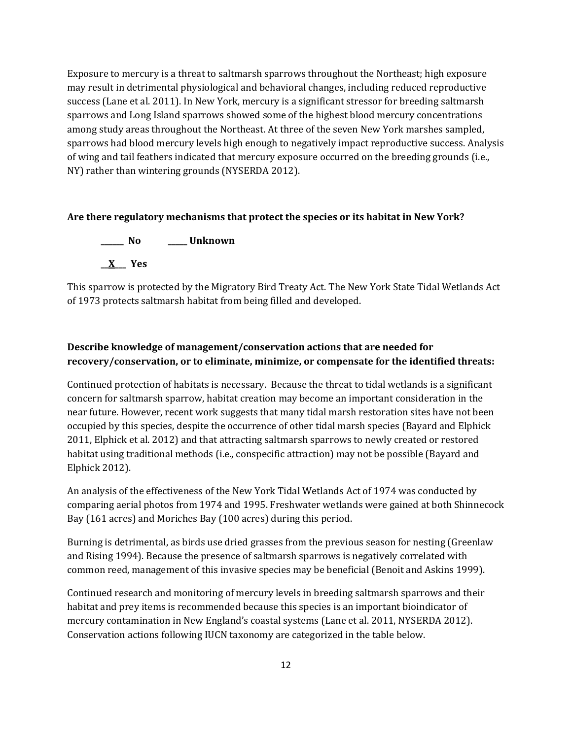Exposure to mercury is a threat to saltmarsh sparrows throughout the Northeast; high exposure may result in detrimental physiological and behavioral changes, including reduced reproductive success (Lane et al. 2011). In New York, mercury is a significant stressor for breeding saltmarsh sparrows and Long Island sparrows showed some of the highest blood mercury concentrations among study areas throughout the Northeast. At three of the seven New York marshes sampled, sparrows had blood mercury levels high enough to negatively impact reproductive success. Analysis of wing and tail feathers indicated that mercury exposure occurred on the breeding grounds (i.e., NY) rather than wintering grounds (NYSERDA 2012).

**Are there regulatory mechanisms that protect the species or its habitat in New York?**

**\_\_\_\_\_\_ No \_\_\_\_\_ Unknown**

**\_\_X\_\_ Yes**

This sparrow is protected by the Migratory Bird Treaty Act. The New York State Tidal Wetlands Act of 1973 protects saltmarsh habitat from being filled and developed.

**Describe knowledge of management/conservation actions that are needed for recovery/conservation, or to eliminate, minimize, or compensate for the identified threats:**

Continued protection of habitats is necessary. Because the threat to tidal wetlands is a significant concern for saltmarsh sparrow, habitat creation may become an important consideration in the near future. However, recent work suggests that many tidal marsh restoration sites have not been occupied by this species, despite the occurrence of other tidal marsh species (Bayard and Elphick 2011, Elphick et al. 2012) and that attracting saltmarsh sparrows to newly created or restored habitat using traditional methods (i.e., conspecific attraction) may not be possible (Bayard and Elphick 2012).

An analysis of the effectiveness of the New York Tidal Wetlands Act of 1974 was conducted by comparing aerial photos from 1974 and 1995. Freshwater wetlands were gained at both Shinnecock Bay (161 acres) and Moriches Bay (100 acres) during this period.

Burning is detrimental, as birds use dried grasses from the previous season for nesting (Greenlaw and Rising 1994). Because the presence of saltmarsh sparrows is negatively correlated with common reed, management of this invasive species may be beneficial (Benoit and Askins 1999).

Continued research and monitoring of mercury levels in breeding saltmarsh sparrows and their habitat and prey items is recommended because this species is an important bioindicator of mercury contamination in New England's coastal systems (Lane et al. 2011, NYSERDA 2012). Conservation actions following IUCN taxonomy are categorized in the table below.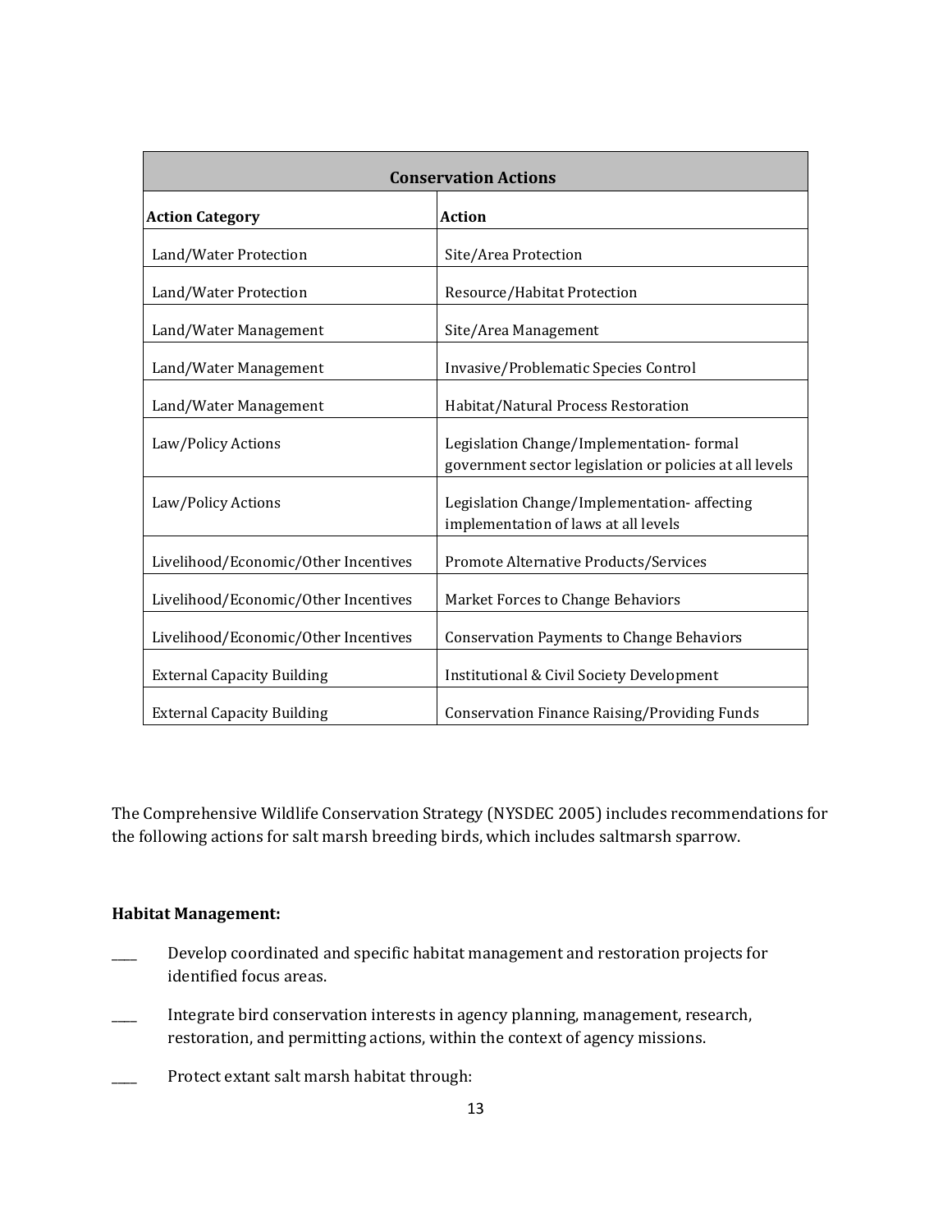| Conservation Actions | |
|---|---|
| **Action Category** | **Action** |
| Land/Water Protection | Site/Area Protection |
| Land/Water Protection | Resource/Habitat Protection |
| Land/Water Management | Site/Area Management |
| Land/Water Management | Invasive/Problematic Species Control |
| Land/Water Management | Habitat/Natural Process Restoration |
| Law/Policy Actions | Legislation Change/Implementation- formal government sector legislation or policies at all levels |
| Law/Policy Actions | Legislation Change/Implementation- affecting implementation of laws at all levels |
| Livelihood/Economic/Other Incentives | Promote Alternative Products/Services |
| Livelihood/Economic/Other Incentives | Market Forces to Change Behaviors |
| Livelihood/Economic/Other Incentives | Conservation Payments to Change Behaviors |
| External Capacity Building | Institutional & Civil Society Development |
| External Capacity Building | Conservation Finance Raising/Providing Funds |

The Comprehensive Wildlife Conservation Strategy (NYSDEC 2005) includes recommendations for the following actions for salt marsh breeding birds, which includes saltmarsh sparrow.

**Habitat Management:**

____ Develop coordinated and specific habitat management and restoration projects for identified focus areas.

____ Integrate bird conservation interests in agency planning, management, research, restoration, and permitting actions, within the context of agency missions.

____ Protect extant salt marsh habitat through: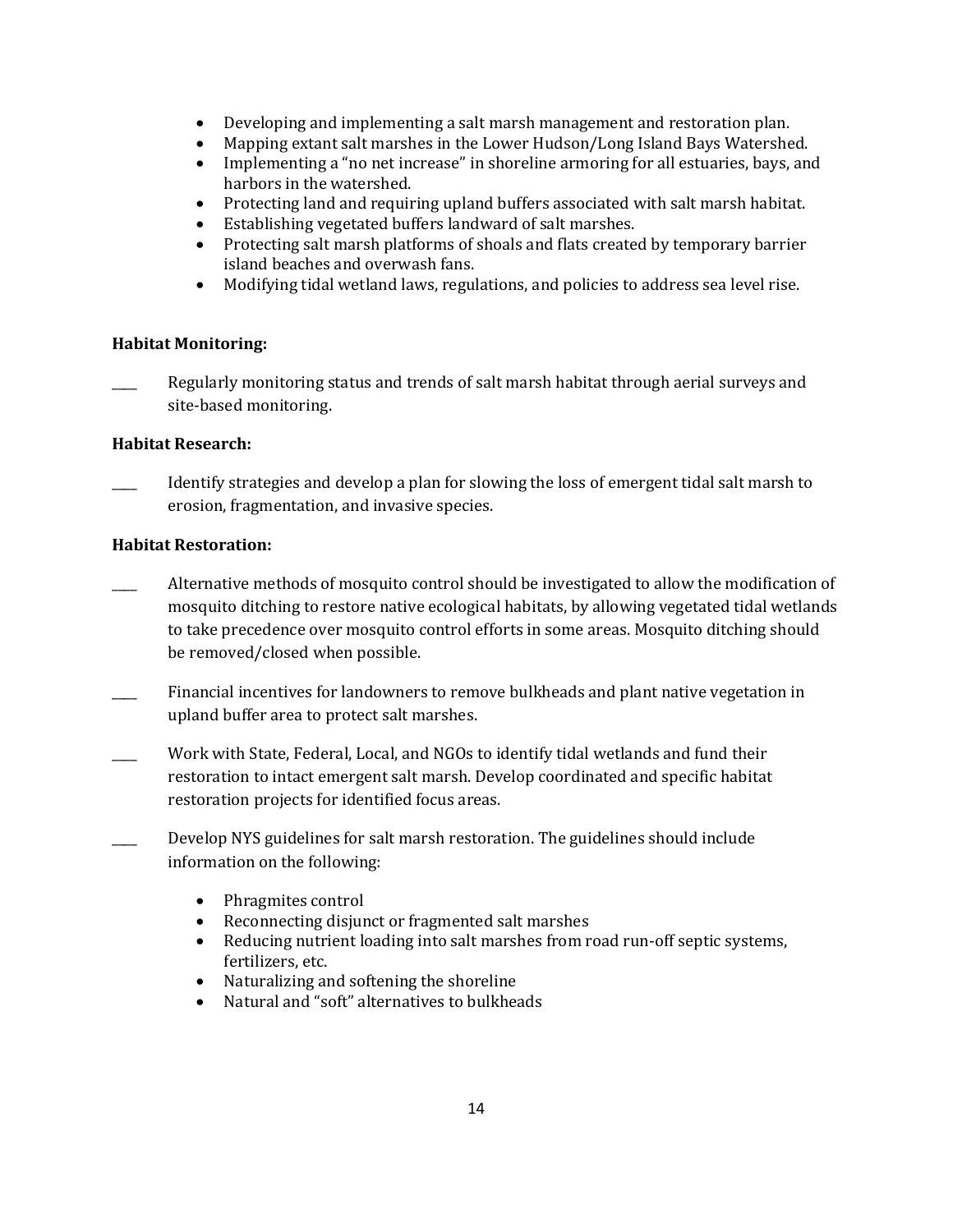- Developing and implementing a salt marsh management and restoration plan.
- Mapping extant salt marshes in the Lower Hudson/Long Island Bays Watershed.
- Implementing a "no net increase" in shoreline armoring for all estuaries, bays, and harbors in the watershed.
- Protecting land and requiring upland buffers associated with salt marsh habitat.
- Establishing vegetated buffers landward of salt marshes.
- Protecting salt marsh platforms of shoals and flats created by temporary barrier island beaches and overwash fans.
- Modifying tidal wetland laws, regulations, and policies to address sea level rise.

**Habitat Monitoring:**

____ Regularly monitoring status and trends of salt marsh habitat through aerial surveys and site-based monitoring.

**Habitat Research:**

____ Identify strategies and develop a plan for slowing the loss of emergent tidal salt marsh to erosion, fragmentation, and invasive species.

**Habitat Restoration:**

____ Alternative methods of mosquito control should be investigated to allow the modification of mosquito ditching to restore native ecological habitats, by allowing vegetated tidal wetlands to take precedence over mosquito control efforts in some areas. Mosquito ditching should be removed/closed when possible.

____ Financial incentives for landowners to remove bulkheads and plant native vegetation in upland buffer area to protect salt marshes.

____ Work with State, Federal, Local, and NGOs to identify tidal wetlands and fund their restoration to intact emergent salt marsh. Develop coordinated and specific habitat restoration projects for identified focus areas.

____ Develop NYS guidelines for salt marsh restoration. The guidelines should include information on the following:

- Phragmites control
- Reconnecting disjunct or fragmented salt marshes
- Reducing nutrient loading into salt marshes from road run-off septic systems, fertilizers, etc.
- Naturalizing and softening the shoreline
- Natural and "soft" alternatives to bulkheads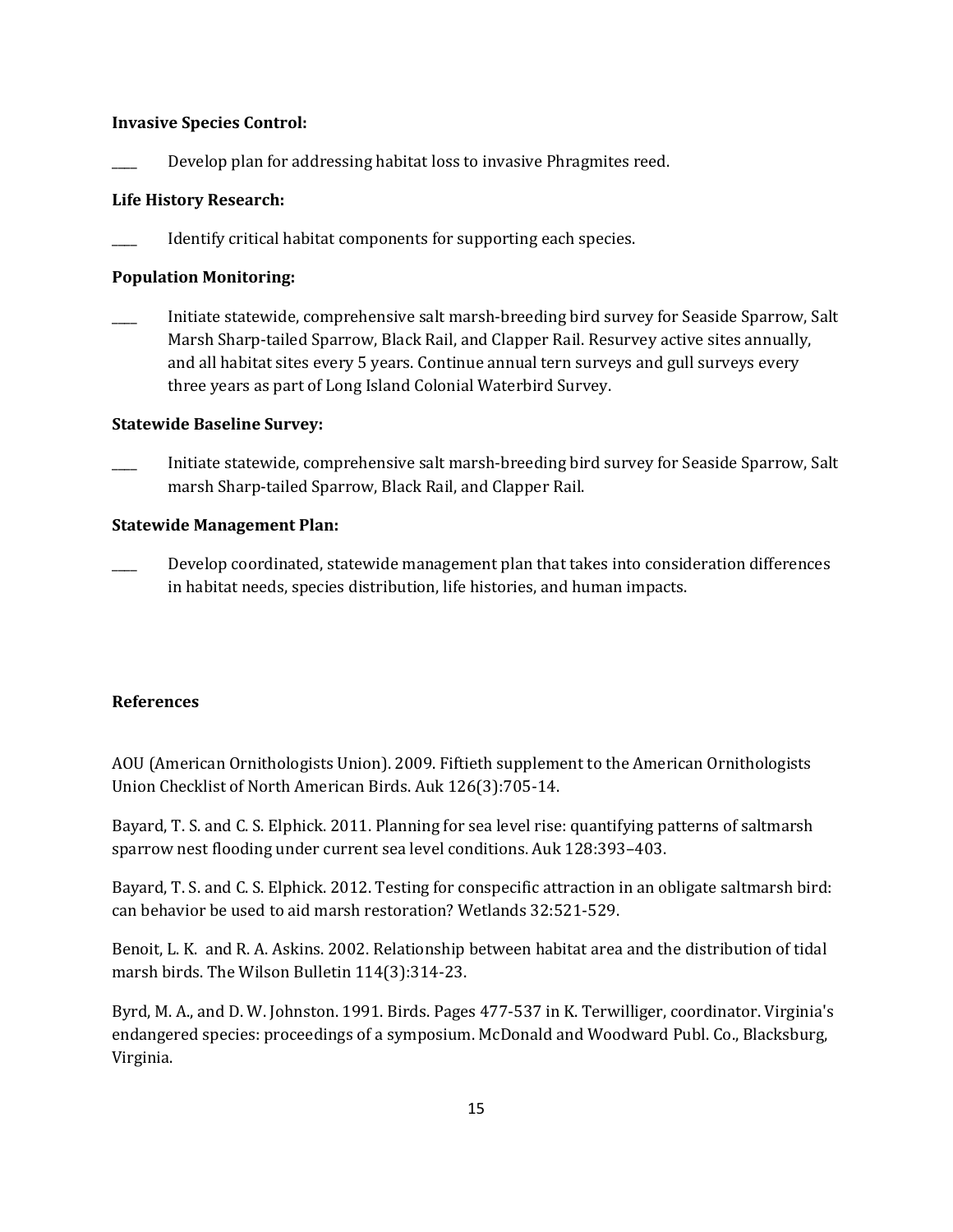**Invasive Species Control:**

____ Develop plan for addressing habitat loss to invasive Phragmites reed.

**Life History Research:**

____ Identify critical habitat components for supporting each species.

**Population Monitoring:**

____ Initiate statewide, comprehensive salt marsh-breeding bird survey for Seaside Sparrow, Salt Marsh Sharp-tailed Sparrow, Black Rail, and Clapper Rail. Resurvey active sites annually, and all habitat sites every 5 years. Continue annual tern surveys and gull surveys every three years as part of Long Island Colonial Waterbird Survey.

**Statewide Baseline Survey:**

____ Initiate statewide, comprehensive salt marsh-breeding bird survey for Seaside Sparrow, Salt marsh Sharp-tailed Sparrow, Black Rail, and Clapper Rail.

**Statewide Management Plan:**

____ Develop coordinated, statewide management plan that takes into consideration differences in habitat needs, species distribution, life histories, and human impacts.

**References**

AOU (American Ornithologists Union). 2009. Fiftieth supplement to the American Ornithologists Union Checklist of North American Birds. Auk 126(3):705-14.

Bayard, T. S. and C. S. Elphick. 2011. Planning for sea level rise: quantifying patterns of saltmarsh sparrow nest flooding under current sea level conditions. Auk 128:393–403.

Bayard, T. S. and C. S. Elphick. 2012. Testing for conspecific attraction in an obligate saltmarsh bird: can behavior be used to aid marsh restoration? Wetlands 32:521-529.

Benoit, L. K. and R. A. Askins. 2002. Relationship between habitat area and the distribution of tidal marsh birds. The Wilson Bulletin 114(3):314-23.

Byrd, M. A., and D. W. Johnston. 1991. Birds. Pages 477-537 in K. Terwilliger, coordinator. Virginia's endangered species: proceedings of a symposium. McDonald and Woodward Publ. Co., Blacksburg, Virginia.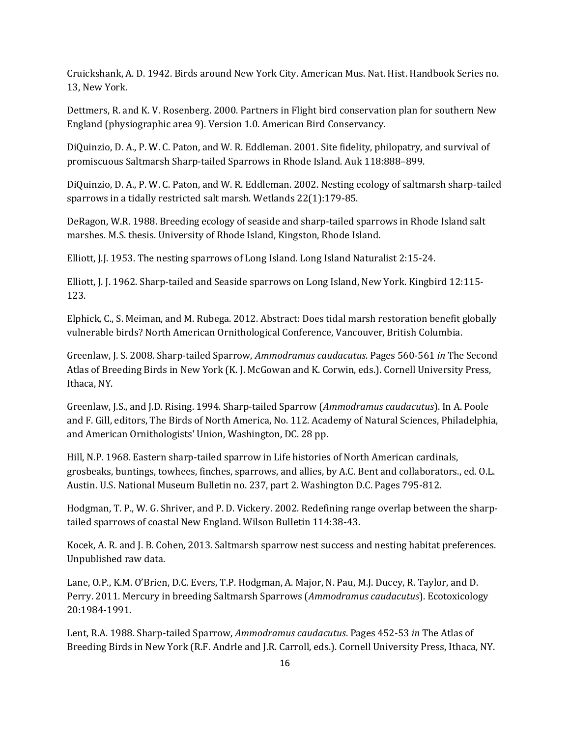Cruickshank, A. D. 1942. Birds around New York City. American Mus. Nat. Hist. Handbook Series no. 13, New York.

Dettmers, R. and K. V. Rosenberg. 2000. Partners in Flight bird conservation plan for southern New England (physiographic area 9). Version 1.0. American Bird Conservancy.

DiQuinzio, D. A., P. W. C. Paton, and W. R. Eddleman. 2001. Site fidelity, philopatry, and survival of promiscuous Saltmarsh Sharp-tailed Sparrows in Rhode Island. Auk 118:888–899.

DiQuinzio, D. A., P. W. C. Paton, and W. R. Eddleman. 2002. Nesting ecology of saltmarsh sharp-tailed sparrows in a tidally restricted salt marsh. Wetlands 22(1):179-85.

DeRagon, W.R. 1988. Breeding ecology of seaside and sharp-tailed sparrows in Rhode Island salt marshes. M.S. thesis. University of Rhode Island, Kingston, Rhode Island.

Elliott, J.J. 1953. The nesting sparrows of Long Island. Long Island Naturalist 2:15-24.

Elliott, J. J. 1962. Sharp-tailed and Seaside sparrows on Long Island, New York. Kingbird 12:115-123.

Elphick, C., S. Meiman, and M. Rubega. 2012. Abstract: Does tidal marsh restoration benefit globally vulnerable birds? North American Ornithological Conference, Vancouver, British Columbia.

Greenlaw, J. S. 2008. Sharp-tailed Sparrow, *Ammodramus caudacutus*. Pages 560-561 *in* The Second Atlas of Breeding Birds in New York (K. J. McGowan and K. Corwin, eds.). Cornell University Press, Ithaca, NY.

Greenlaw, J.S., and J.D. Rising. 1994. Sharp-tailed Sparrow (*Ammodramus caudacutus*). In A. Poole and F. Gill, editors, The Birds of North America, No. 112. Academy of Natural Sciences, Philadelphia, and American Ornithologists' Union, Washington, DC. 28 pp.

Hill, N.P. 1968. Eastern sharp-tailed sparrow in Life histories of North American cardinals, grosbeaks, buntings, towhees, finches, sparrows, and allies, by A.C. Bent and collaborators., ed. O.L. Austin. U.S. National Museum Bulletin no. 237, part 2. Washington D.C. Pages 795-812.

Hodgman, T. P., W. G. Shriver, and P. D. Vickery. 2002. Redefining range overlap between the sharp-tailed sparrows of coastal New England. Wilson Bulletin 114:38-43.

Kocek, A. R. and J. B. Cohen, 2013. Saltmarsh sparrow nest success and nesting habitat preferences. Unpublished raw data.

Lane, O.P., K.M. O'Brien, D.C. Evers, T.P. Hodgman, A. Major, N. Pau, M.J. Ducey, R. Taylor, and D. Perry. 2011. Mercury in breeding Saltmarsh Sparrows (*Ammodramus caudacutus*). Ecotoxicology 20:1984-1991.

Lent, R.A. 1988. Sharp-tailed Sparrow, *Ammodramus caudacutus*. Pages 452-53 *in* The Atlas of Breeding Birds in New York (R.F. Andrle and J.R. Carroll, eds.). Cornell University Press, Ithaca, NY.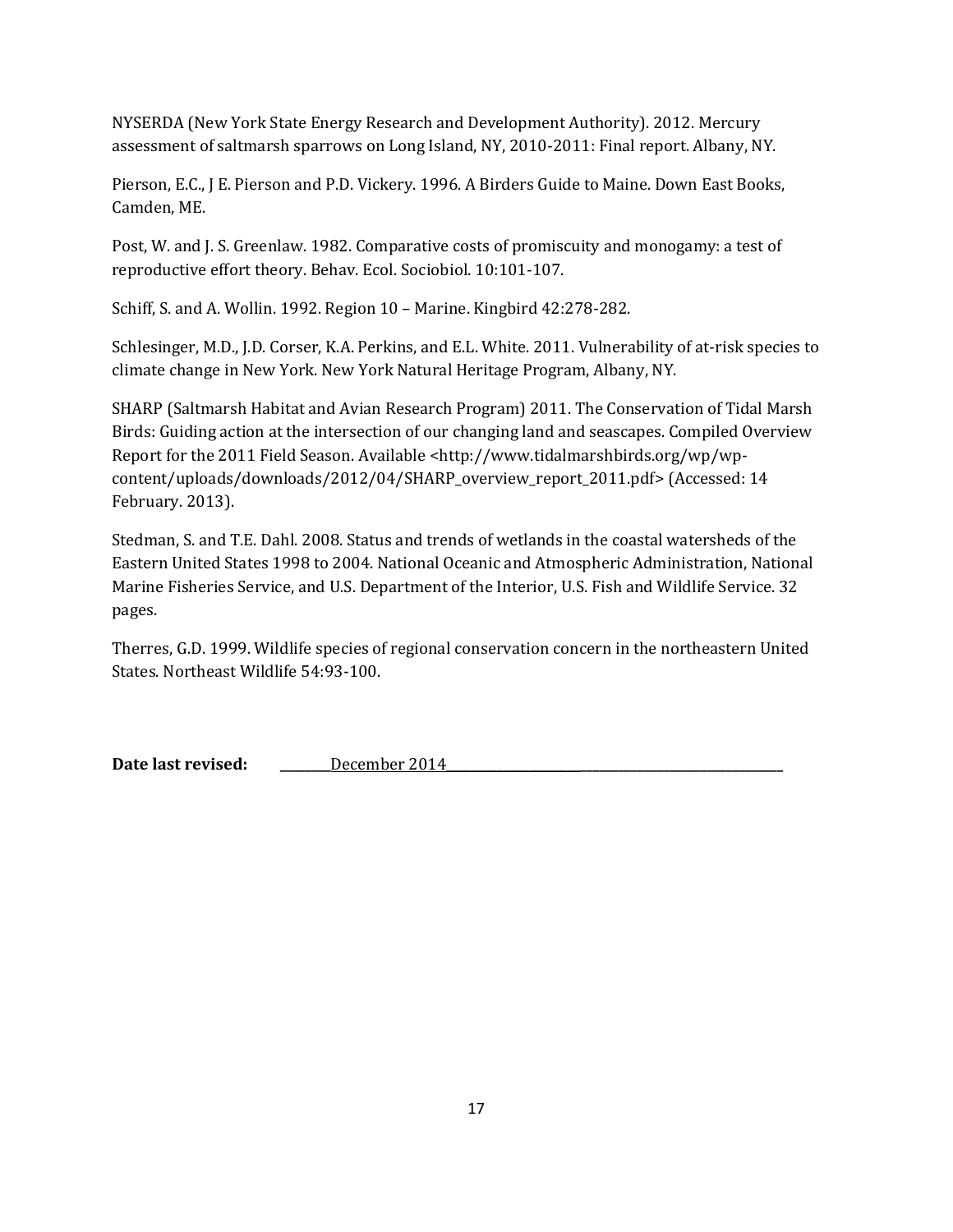NYSERDA (New York State Energy Research and Development Authority). 2012. Mercury assessment of saltmarsh sparrows on Long Island, NY, 2010-2011: Final report. Albany, NY.

Pierson, E.C., J E. Pierson and P.D. Vickery. 1996. A Birders Guide to Maine. Down East Books, Camden, ME.

Post, W. and J. S. Greenlaw. 1982. Comparative costs of promiscuity and monogamy: a test of reproductive effort theory. Behav. Ecol. Sociobiol. 10:101-107.

Schiff, S. and A. Wollin. 1992. Region 10 – Marine. Kingbird 42:278-282.

Schlesinger, M.D., J.D. Corser, K.A. Perkins, and E.L. White. 2011. Vulnerability of at-risk species to climate change in New York. New York Natural Heritage Program, Albany, NY.

SHARP (Saltmarsh Habitat and Avian Research Program) 2011. The Conservation of Tidal Marsh Birds: Guiding action at the intersection of our changing land and seascapes. Compiled Overview Report for the 2011 Field Season. Available <http://www.tidalmarshbirds.org/wp/wp-content/uploads/downloads/2012/04/SHARP_overview_report_2011.pdf> (Accessed: 14 February. 2013).

Stedman, S. and T.E. Dahl. 2008. Status and trends of wetlands in the coastal watersheds of the Eastern United States 1998 to 2004. National Oceanic and Atmospheric Administration, National Marine Fisheries Service, and U.S. Department of the Interior, U.S. Fish and Wildlife Service. 32 pages.

Therres, G.D. 1999. Wildlife species of regional conservation concern in the northeastern United States. Northeast Wildlife 54:93-100.

**Date last revised:** December 2014